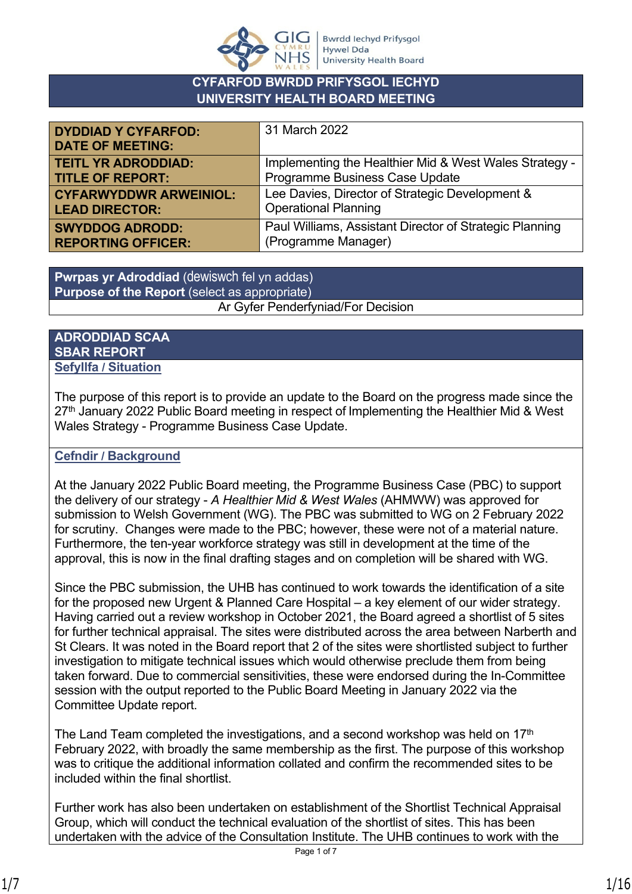# CYFARFOD BWRDD PRIFYSGOL IECHYD
# UNIVERSITY HEALTH BOARD MEETING

| | |
|---|---|
| **DYDDIAD Y CYFARFOD: DATE OF MEETING:** | 31 March 2022 |
| **TEITL YR ADRODDIAD: TITLE OF REPORT:** | Implementing the Healthier Mid & West Wales Strategy - Programme Business Case Update |
| **CYFARWYDDWR ARWEINIOL: LEAD DIRECTOR:** | Lee Davies, Director of Strategic Development & Operational Planning |
| **SWYDDOG ADRODD: REPORTING OFFICER:** | Paul Williams, Assistant Director of Strategic Planning (Programme Manager) |

| **Pwrpas yr Adroddiad** (dewiswch fel yn addas) **Purpose of the Report** (select as appropriate) |
|---|
| Ar Gyfer Penderfyniad/For Decision |

## ADRODDIAD SCAA
## SBAR REPORT

### Sefyllfa / Situation

The purpose of this report is to provide an update to the Board on the progress made since the 27th January 2022 Public Board meeting in respect of Implementing the Healthier Mid & West Wales Strategy - Programme Business Case Update.

### Cefndir / Background

At the January 2022 Public Board meeting, the Programme Business Case (PBC) to support the delivery of our strategy - *A Healthier Mid & West Wales* (AHMWW) was approved for submission to Welsh Government (WG). The PBC was submitted to WG on 2 February 2022 for scrutiny. Changes were made to the PBC; however, these were not of a material nature. Furthermore, the ten-year workforce strategy was still in development at the time of the approval, this is now in the final drafting stages and on completion will be shared with WG.

Since the PBC submission, the UHB has continued to work towards the identification of a site for the proposed new Urgent & Planned Care Hospital – a key element of our wider strategy. Having carried out a review workshop in October 2021, the Board agreed a shortlist of 5 sites for further technical appraisal. The sites were distributed across the area between Narberth and St Clears. It was noted in the Board report that 2 of the sites were shortlisted subject to further investigation to mitigate technical issues which would otherwise preclude them from being taken forward. Due to commercial sensitivities, these were endorsed during the In-Committee session with the output reported to the Public Board Meeting in January 2022 via the Committee Update report.

The Land Team completed the investigations, and a second workshop was held on 17th February 2022, with broadly the same membership as the first. The purpose of this workshop was to critique the additional information collated and confirm the recommended sites to be included within the final shortlist.

Further work has also been undertaken on establishment of the Shortlist Technical Appraisal Group, which will conduct the technical evaluation of the shortlist of sites. This has been undertaken with the advice of the Consultation Institute. The UHB continues to work with the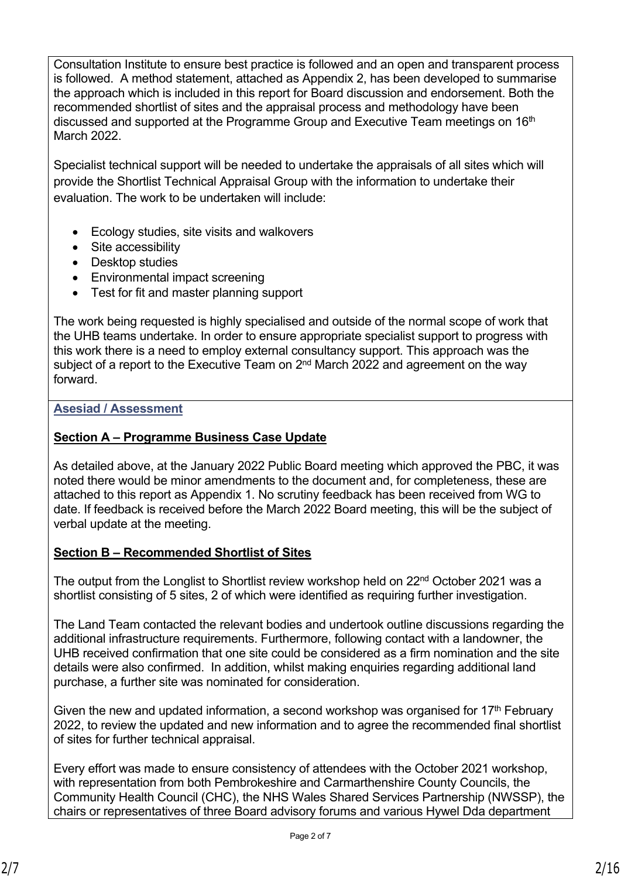Consultation Institute to ensure best practice is followed and an open and transparent process is followed. A method statement, attached as Appendix 2, has been developed to summarise the approach which is included in this report for Board discussion and endorsement. Both the recommended shortlist of sites and the appraisal process and methodology have been discussed and supported at the Programme Group and Executive Team meetings on 16th March 2022.

Specialist technical support will be needed to undertake the appraisals of all sites which will provide the Shortlist Technical Appraisal Group with the information to undertake their evaluation. The work to be undertaken will include:

- Ecology studies, site visits and walkovers
- Site accessibility
- Desktop studies
- Environmental impact screening
- Test for fit and master planning support

The work being requested is highly specialised and outside of the normal scope of work that the UHB teams undertake. In order to ensure appropriate specialist support to progress with this work there is a need to employ external consultancy support. This approach was the subject of a report to the Executive Team on 2nd March 2022 and agreement on the way forward.

## Asesiad / Assessment

### Section A – Programme Business Case Update

As detailed above, at the January 2022 Public Board meeting which approved the PBC, it was noted there would be minor amendments to the document and, for completeness, these are attached to this report as Appendix 1. No scrutiny feedback has been received from WG to date. If feedback is received before the March 2022 Board meeting, this will be the subject of verbal update at the meeting.

### Section B – Recommended Shortlist of Sites

The output from the Longlist to Shortlist review workshop held on 22nd October 2021 was a shortlist consisting of 5 sites, 2 of which were identified as requiring further investigation.

The Land Team contacted the relevant bodies and undertook outline discussions regarding the additional infrastructure requirements. Furthermore, following contact with a landowner, the UHB received confirmation that one site could be considered as a firm nomination and the site details were also confirmed. In addition, whilst making enquiries regarding additional land purchase, a further site was nominated for consideration.

Given the new and updated information, a second workshop was organised for 17th February 2022, to review the updated and new information and to agree the recommended final shortlist of sites for further technical appraisal.

Every effort was made to ensure consistency of attendees with the October 2021 workshop, with representation from both Pembrokeshire and Carmarthenshire County Councils, the Community Health Council (CHC), the NHS Wales Shared Services Partnership (NWSSP), the chairs or representatives of three Board advisory forums and various Hywel Dda department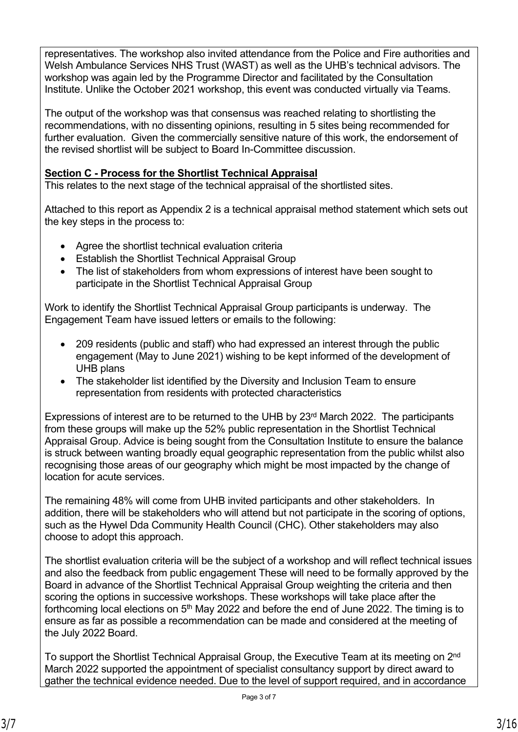representatives. The workshop also invited attendance from the Police and Fire authorities and Welsh Ambulance Services NHS Trust (WAST) as well as the UHB's technical advisors. The workshop was again led by the Programme Director and facilitated by the Consultation Institute. Unlike the October 2021 workshop, this event was conducted virtually via Teams.

The output of the workshop was that consensus was reached relating to shortlisting the recommendations, with no dissenting opinions, resulting in 5 sites being recommended for further evaluation. Given the commercially sensitive nature of this work, the endorsement of the revised shortlist will be subject to Board In-Committee discussion.

**Section C - Process for the Shortlist Technical Appraisal**

This relates to the next stage of the technical appraisal of the shortlisted sites.

Attached to this report as Appendix 2 is a technical appraisal method statement which sets out the key steps in the process to:

- Agree the shortlist technical evaluation criteria
- Establish the Shortlist Technical Appraisal Group
- The list of stakeholders from whom expressions of interest have been sought to participate in the Shortlist Technical Appraisal Group

Work to identify the Shortlist Technical Appraisal Group participants is underway. The Engagement Team have issued letters or emails to the following:

- 209 residents (public and staff) who had expressed an interest through the public engagement (May to June 2021) wishing to be kept informed of the development of UHB plans
- The stakeholder list identified by the Diversity and Inclusion Team to ensure representation from residents with protected characteristics

Expressions of interest are to be returned to the UHB by 23rd March 2022. The participants from these groups will make up the 52% public representation in the Shortlist Technical Appraisal Group. Advice is being sought from the Consultation Institute to ensure the balance is struck between wanting broadly equal geographic representation from the public whilst also recognising those areas of our geography which might be most impacted by the change of location for acute services.

The remaining 48% will come from UHB invited participants and other stakeholders. In addition, there will be stakeholders who will attend but not participate in the scoring of options, such as the Hywel Dda Community Health Council (CHC). Other stakeholders may also choose to adopt this approach.

The shortlist evaluation criteria will be the subject of a workshop and will reflect technical issues and also the feedback from public engagement These will need to be formally approved by the Board in advance of the Shortlist Technical Appraisal Group weighting the criteria and then scoring the options in successive workshops. These workshops will take place after the forthcoming local elections on 5th May 2022 and before the end of June 2022. The timing is to ensure as far as possible a recommendation can be made and considered at the meeting of the July 2022 Board.

To support the Shortlist Technical Appraisal Group, the Executive Team at its meeting on 2nd March 2022 supported the appointment of specialist consultancy support by direct award to gather the technical evidence needed. Due to the level of support required, and in accordance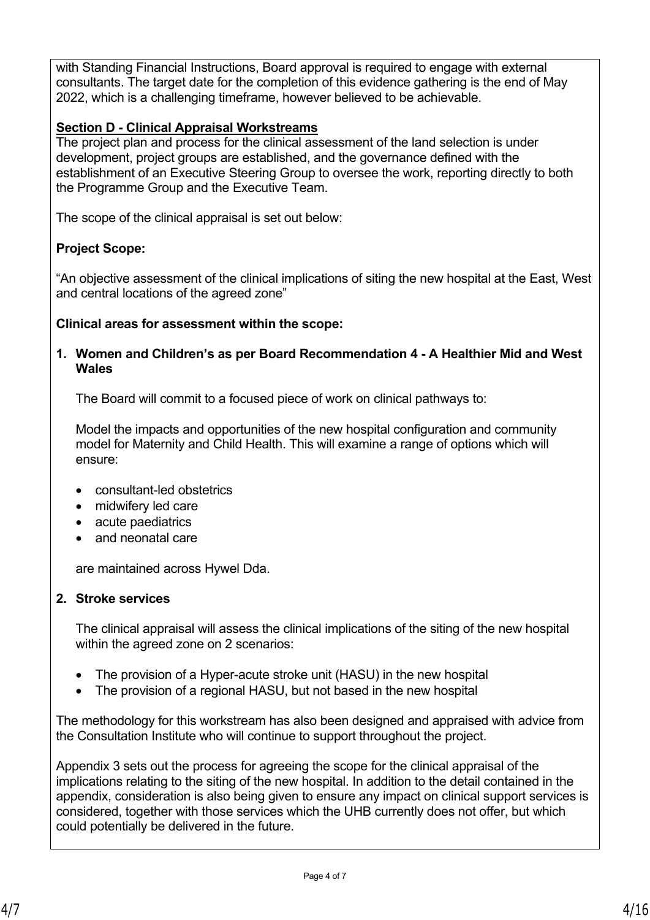with Standing Financial Instructions, Board approval is required to engage with external consultants. The target date for the completion of this evidence gathering is the end of May 2022, which is a challenging timeframe, however believed to be achievable.

**Section D - Clinical Appraisal Workstreams**

The project plan and process for the clinical assessment of the land selection is under development, project groups are established, and the governance defined with the establishment of an Executive Steering Group to oversee the work, reporting directly to both the Programme Group and the Executive Team.

The scope of the clinical appraisal is set out below:

**Project Scope:**

"An objective assessment of the clinical implications of siting the new hospital at the East, West and central locations of the agreed zone"

**Clinical areas for assessment within the scope:**

1. **Women and Children's as per Board Recommendation 4 - A Healthier Mid and West Wales**

   The Board will commit to a focused piece of work on clinical pathways to:

   Model the impacts and opportunities of the new hospital configuration and community model for Maternity and Child Health. This will examine a range of options which will ensure:

   - consultant-led obstetrics
   - midwifery led care
   - acute paediatrics
   - and neonatal care

   are maintained across Hywel Dda.

2. **Stroke services**

   The clinical appraisal will assess the clinical implications of the siting of the new hospital within the agreed zone on 2 scenarios:

   - The provision of a Hyper-acute stroke unit (HASU) in the new hospital
   - The provision of a regional HASU, but not based in the new hospital

The methodology for this workstream has also been designed and appraised with advice from the Consultation Institute who will continue to support throughout the project.

Appendix 3 sets out the process for agreeing the scope for the clinical appraisal of the implications relating to the siting of the new hospital. In addition to the detail contained in the appendix, consideration is also being given to ensure any impact on clinical support services is considered, together with those services which the UHB currently does not offer, but which could potentially be delivered in the future.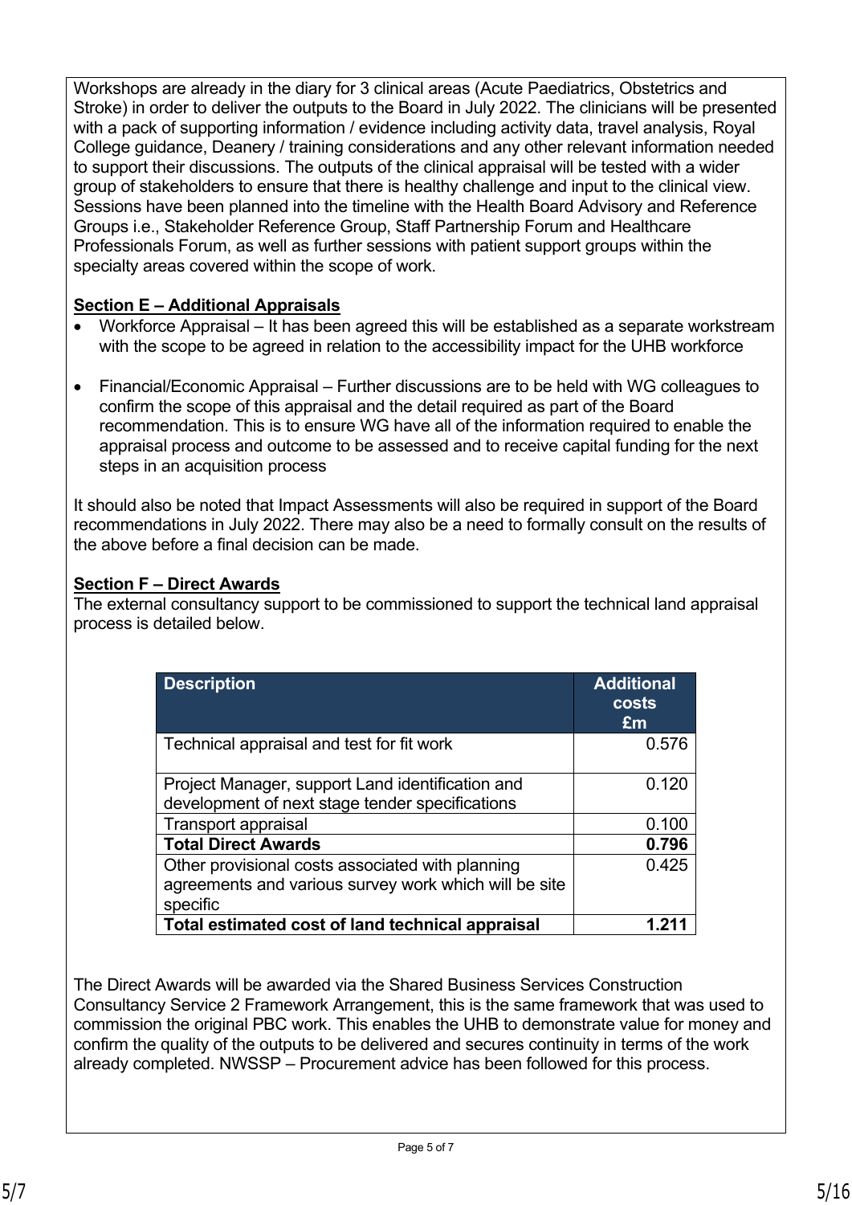Workshops are already in the diary for 3 clinical areas (Acute Paediatrics, Obstetrics and Stroke) in order to deliver the outputs to the Board in July 2022. The clinicians will be presented with a pack of supporting information / evidence including activity data, travel analysis, Royal College guidance, Deanery / training considerations and any other relevant information needed to support their discussions. The outputs of the clinical appraisal will be tested with a wider group of stakeholders to ensure that there is healthy challenge and input to the clinical view. Sessions have been planned into the timeline with the Health Board Advisory and Reference Groups i.e., Stakeholder Reference Group, Staff Partnership Forum and Healthcare Professionals Forum, as well as further sessions with patient support groups within the specialty areas covered within the scope of work.

**Section E – Additional Appraisals**

- Workforce Appraisal – It has been agreed this will be established as a separate workstream with the scope to be agreed in relation to the accessibility impact for the UHB workforce
- Financial/Economic Appraisal – Further discussions are to be held with WG colleagues to confirm the scope of this appraisal and the detail required as part of the Board recommendation. This is to ensure WG have all of the information required to enable the appraisal process and outcome to be assessed and to receive capital funding for the next steps in an acquisition process

It should also be noted that Impact Assessments will also be required in support of the Board recommendations in July 2022. There may also be a need to formally consult on the results of the above before a final decision can be made.

**Section F – Direct Awards**

The external consultancy support to be commissioned to support the technical land appraisal process is detailed below.

| Description | Additional costs £m |
|---|---|
| Technical appraisal and test for fit work | 0.576 |
| Project Manager, support Land identification and development of next stage tender specifications | 0.120 |
| Transport appraisal | 0.100 |
| **Total Direct Awards** | **0.796** |
| Other provisional costs associated with planning agreements and various survey work which will be site specific | 0.425 |
| **Total estimated cost of land technical appraisal** | **1.211** |

The Direct Awards will be awarded via the Shared Business Services Construction Consultancy Service 2 Framework Arrangement, this is the same framework that was used to commission the original PBC work. This enables the UHB to demonstrate value for money and confirm the quality of the outputs to be delivered and secures continuity in terms of the work already completed. NWSSP – Procurement advice has been followed for this process.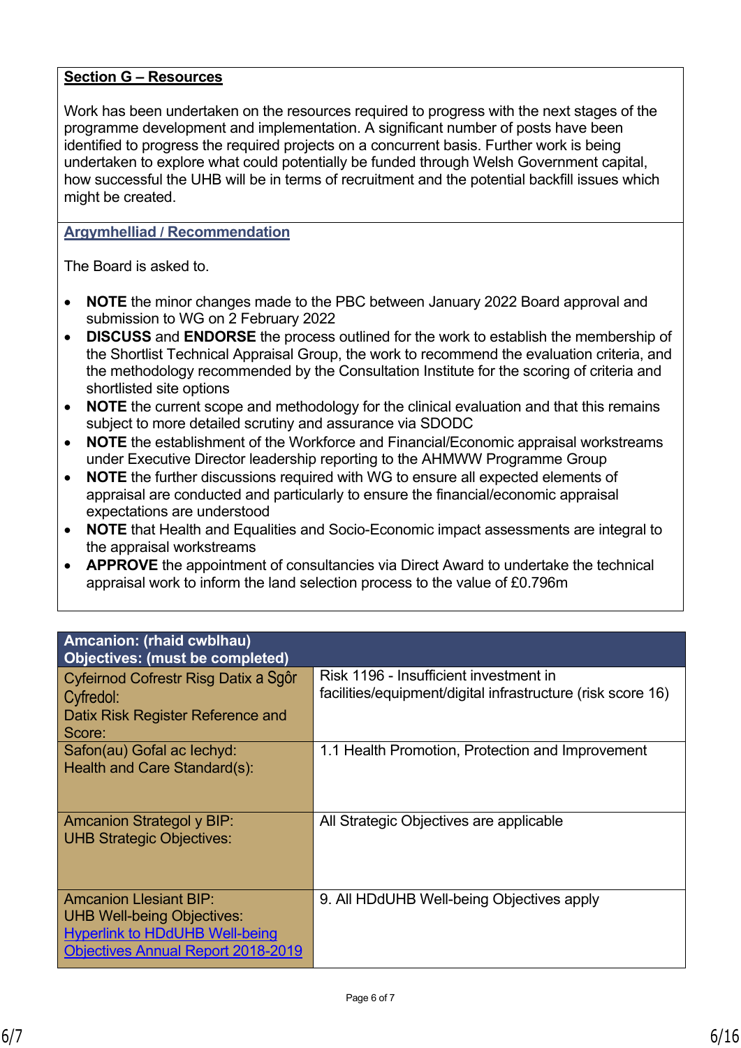**Section G – Resources**

Work has been undertaken on the resources required to progress with the next stages of the programme development and implementation. A significant number of posts have been identified to progress the required projects on a concurrent basis. Further work is being undertaken to explore what could potentially be funded through Welsh Government capital, how successful the UHB will be in terms of recruitment and the potential backfill issues which might be created.

**Argymhelliad / Recommendation**

The Board is asked to.

- **NOTE** the minor changes made to the PBC between January 2022 Board approval and submission to WG on 2 February 2022
- **DISCUSS** and **ENDORSE** the process outlined for the work to establish the membership of the Shortlist Technical Appraisal Group, the work to recommend the evaluation criteria, and the methodology recommended by the Consultation Institute for the scoring of criteria and shortlisted site options
- **NOTE** the current scope and methodology for the clinical evaluation and that this remains subject to more detailed scrutiny and assurance via SDODC
- **NOTE** the establishment of the Workforce and Financial/Economic appraisal workstreams under Executive Director leadership reporting to the AHMWW Programme Group
- **NOTE** the further discussions required with WG to ensure all expected elements of appraisal are conducted and particularly to ensure the financial/economic appraisal expectations are understood
- **NOTE** that Health and Equalities and Socio-Economic impact assessments are integral to the appraisal workstreams
- **APPROVE** the appointment of consultancies via Direct Award to undertake the technical appraisal work to inform the land selection process to the value of £0.796m

| **Amcanion: (rhaid cwblhau)<br>Objectives: (must be completed)** | |
|---|---|
| Cyfeirnod Cofrestr Risg Datix a Sgôr Cyfredol:<br>Datix Risk Register Reference and Score: | Risk 1196 - Insufficient investment in facilities/equipment/digital infrastructure (risk score 16) |
| Safon(au) Gofal ac Iechyd:<br>Health and Care Standard(s): | 1.1 Health Promotion, Protection and Improvement |
| Amcanion Strategol y BIP:<br>UHB Strategic Objectives: | All Strategic Objectives are applicable |
| Amcanion Llesiant BIP:<br>UHB Well-being Objectives:<br>Hyperlink to HDdUHB Well-being Objectives Annual Report 2018-2019 | 9. All HDdUHB Well-being Objectives apply |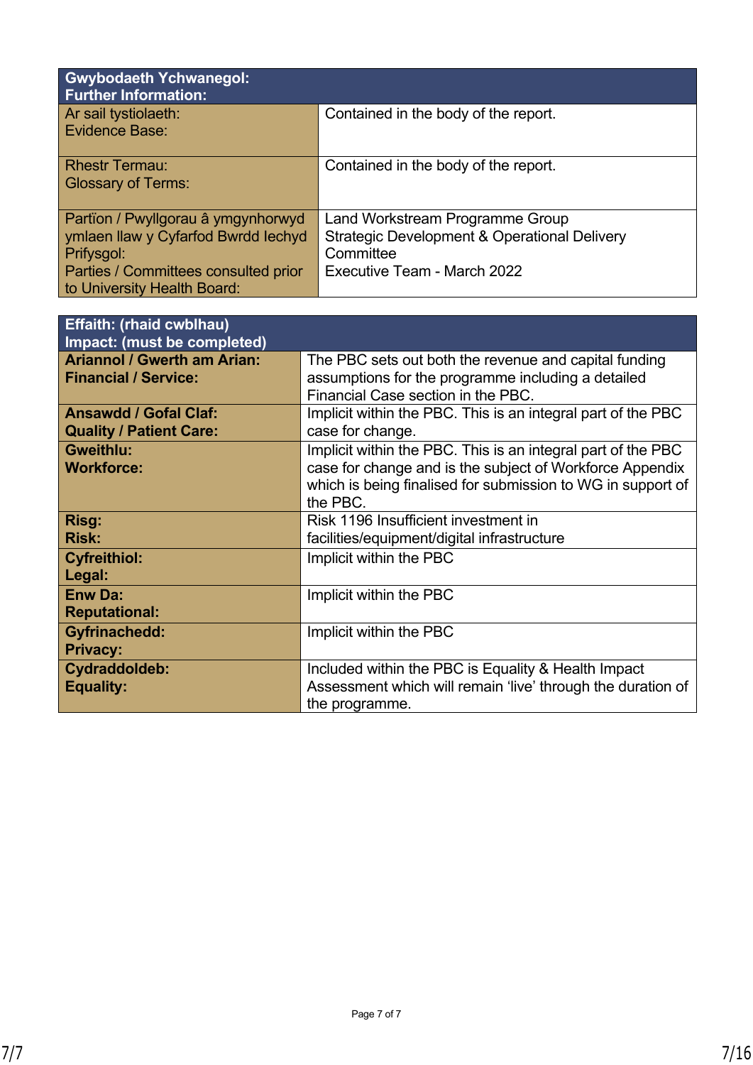| Gwybodaeth Ychwanegol:<br>Further Information: | |
|---|---|
| Ar sail tystiolaeth:<br>Evidence Base: | Contained in the body of the report. |
| Rhestr Termau:<br>Glossary of Terms: | Contained in the body of the report. |
| Partïon / Pwyllgorau â ymgynhorwyd ymlaen llaw y Cyfarfod Bwrdd Iechyd Prifysgol:<br>Parties / Committees consulted prior to University Health Board: | Land Workstream Programme Group<br>Strategic Development & Operational Delivery Committee<br>Executive Team - March 2022 |

| Effaith: (rhaid cwblhau)<br>Impact: (must be completed) | |
|---|---|
| **Ariannol / Gwerth am Arian:**<br>**Financial / Service:** | The PBC sets out both the revenue and capital funding assumptions for the programme including a detailed Financial Case section in the PBC. |
| **Ansawdd / Gofal Claf:**<br>**Quality / Patient Care:** | Implicit within the PBC. This is an integral part of the PBC case for change. |
| **Gweithlu:**<br>**Workforce:** | Implicit within the PBC. This is an integral part of the PBC case for change and is the subject of Workforce Appendix which is being finalised for submission to WG in support of the PBC. |
| **Risg:**<br>**Risk:** | Risk 1196 Insufficient investment in facilities/equipment/digital infrastructure |
| **Cyfreithiol:**<br>**Legal:** | Implicit within the PBC |
| **Enw Da:**<br>**Reputational:** | Implicit within the PBC |
| **Gyfrinachedd:**<br>**Privacy:** | Implicit within the PBC |
| **Cydraddoldeb:**<br>**Equality:** | Included within the PBC is Equality & Health Impact Assessment which will remain 'live' through the duration of the programme. |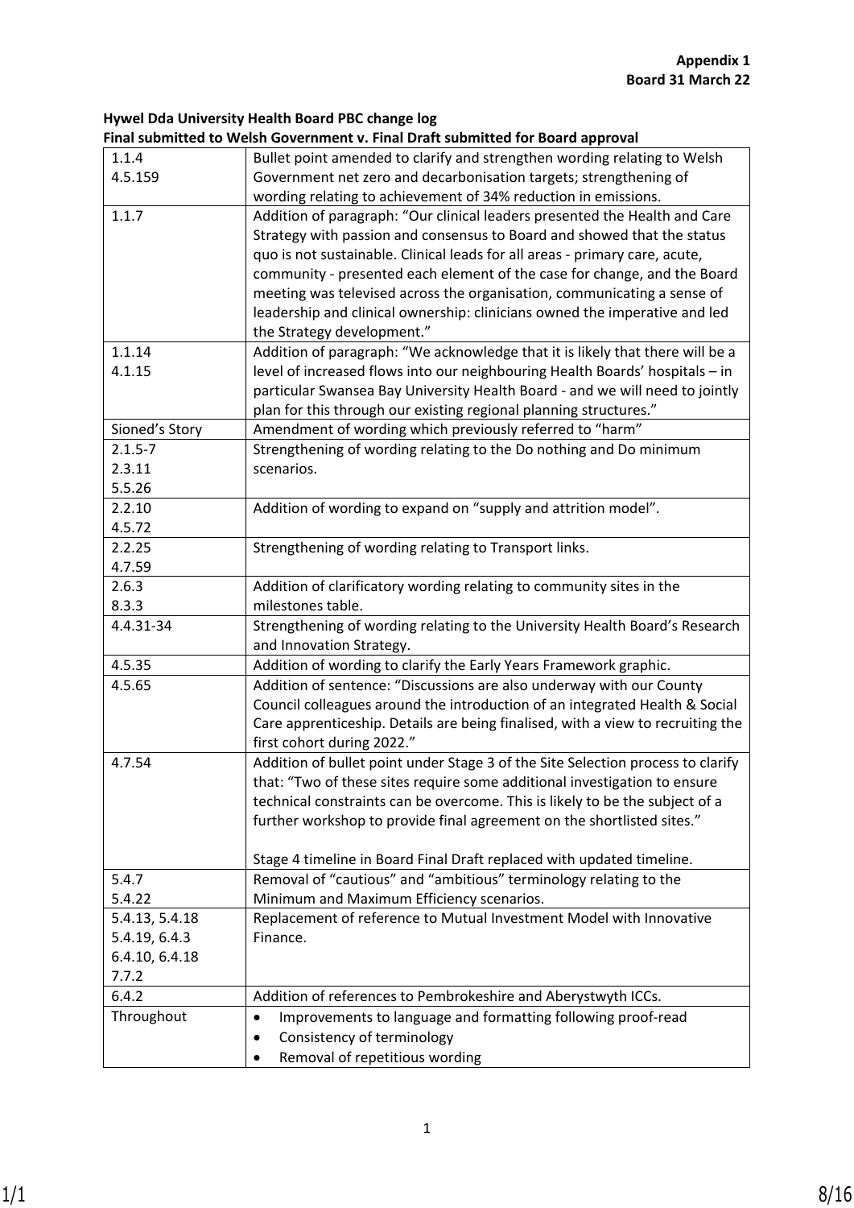**Appendix 1**
**Board 31 March 22**

**Hywel Dda University Health Board PBC change log**
**Final submitted to Welsh Government v. Final Draft submitted for Board approval**

| Section | Change |
|---|---|
| 1.1.4<br>4.5.159 | Bullet point amended to clarify and strengthen wording relating to Welsh Government net zero and decarbonisation targets; strengthening of wording relating to achievement of 34% reduction in emissions. |
| 1.1.7 | Addition of paragraph: "Our clinical leaders presented the Health and Care Strategy with passion and consensus to Board and showed that the status quo is not sustainable. Clinical leads for all areas - primary care, acute, community - presented each element of the case for change, and the Board meeting was televised across the organisation, communicating a sense of leadership and clinical ownership: clinicians owned the imperative and led the Strategy development." |
| 1.1.14<br>4.1.15 | Addition of paragraph: "We acknowledge that it is likely that there will be a level of increased flows into our neighbouring Health Boards' hospitals – in particular Swansea Bay University Health Board - and we will need to jointly plan for this through our existing regional planning structures." |
| Sioned's Story | Amendment of wording which previously referred to "harm" |
| 2.1.5-7<br>2.3.11<br>5.5.26 | Strengthening of wording relating to the Do nothing and Do minimum scenarios. |
| 2.2.10<br>4.5.72 | Addition of wording to expand on "supply and attrition model". |
| 2.2.25<br>4.7.59 | Strengthening of wording relating to Transport links. |
| 2.6.3<br>8.3.3 | Addition of clarificatory wording relating to community sites in the milestones table. |
| 4.4.31-34 | Strengthening of wording relating to the University Health Board's Research and Innovation Strategy. |
| 4.5.35 | Addition of wording to clarify the Early Years Framework graphic. |
| 4.5.65 | Addition of sentence: "Discussions are also underway with our County Council colleagues around the introduction of an integrated Health & Social Care apprenticeship. Details are being finalised, with a view to recruiting the first cohort during 2022." |
| 4.7.54 | Addition of bullet point under Stage 3 of the Site Selection process to clarify that: "Two of these sites require some additional investigation to ensure technical constraints can be overcome. This is likely to be the subject of a further workshop to provide final agreement on the shortlisted sites."<br><br>Stage 4 timeline in Board Final Draft replaced with updated timeline. |
| 5.4.7<br>5.4.22 | Removal of "cautious" and "ambitious" terminology relating to the Minimum and Maximum Efficiency scenarios. |
| 5.4.13, 5.4.18<br>5.4.19, 6.4.3<br>6.4.10, 6.4.18<br>7.7.2 | Replacement of reference to Mutual Investment Model with Innovative Finance. |
| 6.4.2 | Addition of references to Pembrokeshire and Aberystwyth ICCs. |
| Throughout | • Improvements to language and formatting following proof-read<br>• Consistency of terminology<br>• Removal of repetitious wording |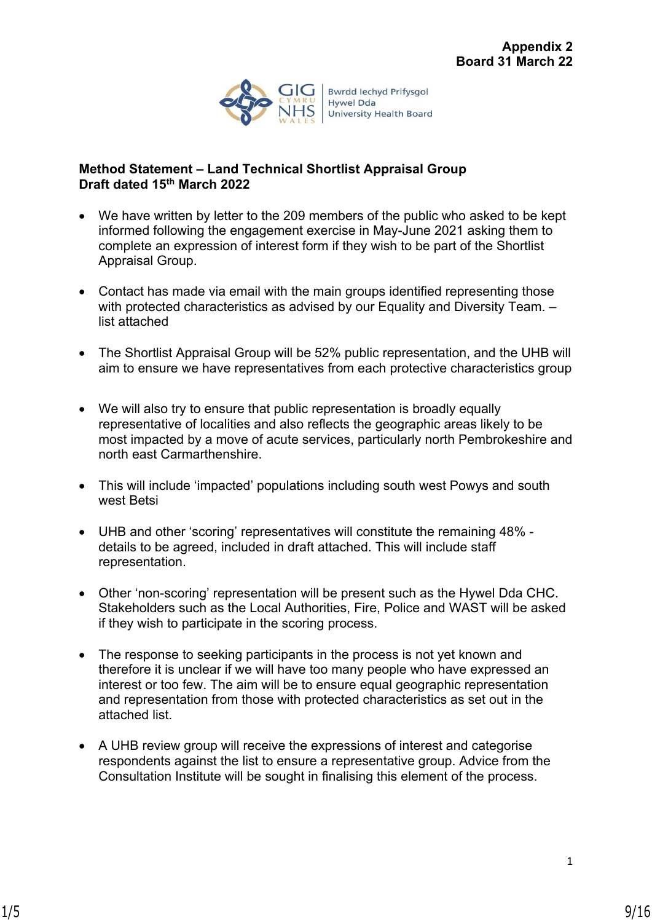**Appendix 2**
**Board 31 March 22**

**Method Statement – Land Technical Shortlist Appraisal Group**
**Draft dated 15th March 2022**

- We have written by letter to the 209 members of the public who asked to be kept informed following the engagement exercise in May-June 2021 asking them to complete an expression of interest form if they wish to be part of the Shortlist Appraisal Group.

- Contact has made via email with the main groups identified representing those with protected characteristics as advised by our Equality and Diversity Team. – list attached

- The Shortlist Appraisal Group will be 52% public representation, and the UHB will aim to ensure we have representatives from each protective characteristics group

- We will also try to ensure that public representation is broadly equally representative of localities and also reflects the geographic areas likely to be most impacted by a move of acute services, particularly north Pembrokeshire and north east Carmarthenshire.

- This will include 'impacted' populations including south west Powys and south west Betsi

- UHB and other 'scoring' representatives will constitute the remaining 48% - details to be agreed, included in draft attached. This will include staff representation.

- Other 'non-scoring' representation will be present such as the Hywel Dda CHC. Stakeholders such as the Local Authorities, Fire, Police and WAST will be asked if they wish to participate in the scoring process.

- The response to seeking participants in the process is not yet known and therefore it is unclear if we will have too many people who have expressed an interest or too few. The aim will be to ensure equal geographic representation and representation from those with protected characteristics as set out in the attached list.

- A UHB review group will receive the expressions of interest and categorise respondents against the list to ensure a representative group. Advice from the Consultation Institute will be sought in finalising this element of the process.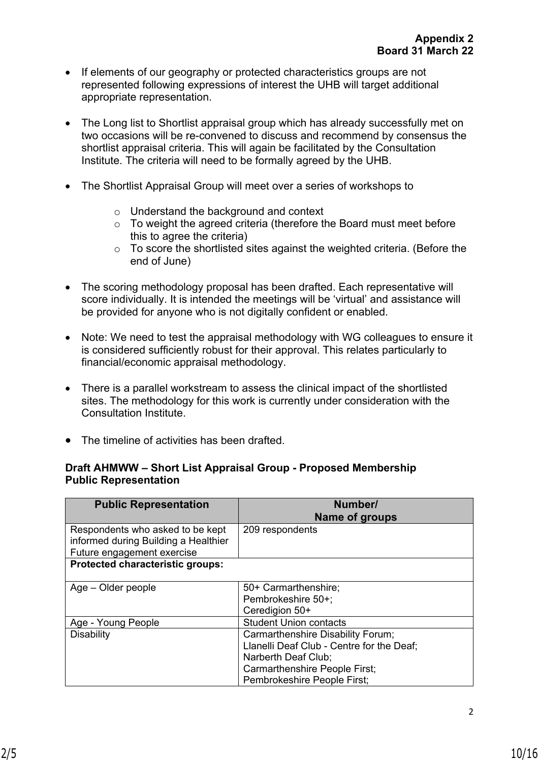**Appendix 2**
**Board 31 March 22**

- If elements of our geography or protected characteristics groups are not represented following expressions of interest the UHB will target additional appropriate representation.

- The Long list to Shortlist appraisal group which has already successfully met on two occasions will be re-convened to discuss and recommend by consensus the shortlist appraisal criteria. This will again be facilitated by the Consultation Institute. The criteria will need to be formally agreed by the UHB.

- The Shortlist Appraisal Group will meet over a series of workshops to
  - Understand the background and context
  - To weight the agreed criteria (therefore the Board must meet before this to agree the criteria)
  - To score the shortlisted sites against the weighted criteria. (Before the end of June)

- The scoring methodology proposal has been drafted. Each representative will score individually. It is intended the meetings will be 'virtual' and assistance will be provided for anyone who is not digitally confident or enabled.

- Note: We need to test the appraisal methodology with WG colleagues to ensure it is considered sufficiently robust for their approval. This relates particularly to financial/economic appraisal methodology.

- There is a parallel workstream to assess the clinical impact of the shortlisted sites. The methodology for this work is currently under consideration with the Consultation Institute.

- The timeline of activities has been drafted.

**Draft AHMWW – Short List Appraisal Group - Proposed Membership**
**Public Representation**

| Public Representation | Number/ Name of groups |
|---|---|
| Respondents who asked to be kept informed during Building a Healthier Future engagement exercise | 209 respondents |
| **Protected characteristic groups:** | |
| Age – Older people | 50+ Carmarthenshire; Pembrokeshire 50+; Ceredigion 50+ |
| Age - Young People | Student Union contacts |
| Disability | Carmarthenshire Disability Forum; Llanelli Deaf Club - Centre for the Deaf; Narberth Deaf Club; Carmarthenshire People First; Pembrokeshire People First; |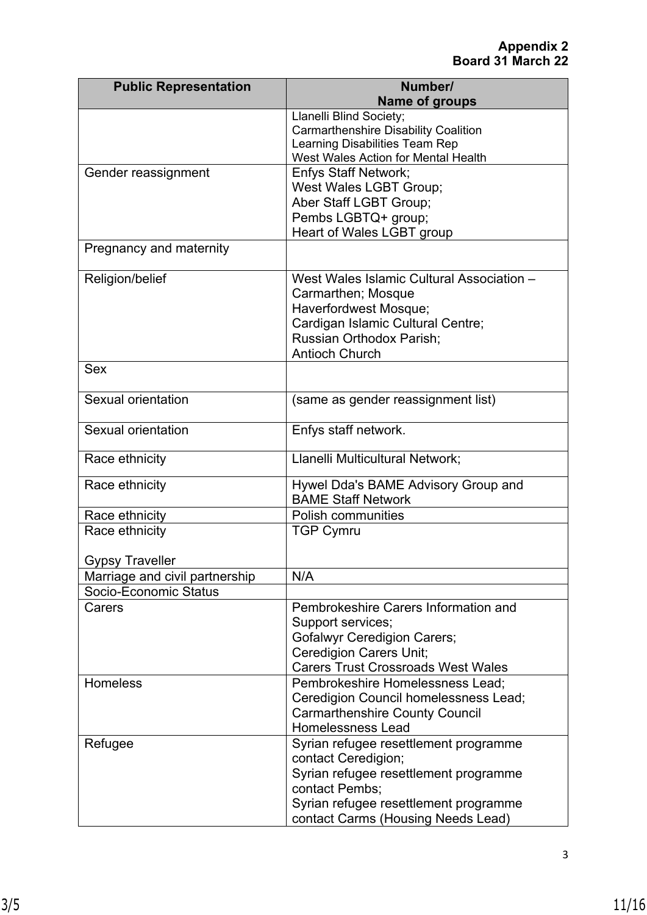**Appendix 2**
**Board 31 March 22**

| Public Representation | Number/ Name of groups |
|---|---|
| | Llanelli Blind Society; Carmarthenshire Disability Coalition Learning Disabilities Team Rep West Wales Action for Mental Health |
| Gender reassignment | Enfys Staff Network; West Wales LGBT Group; Aber Staff LGBT Group; Pembs LGBTQ+ group; Heart of Wales LGBT group |
| Pregnancy and maternity | |
| Religion/belief | West Wales Islamic Cultural Association – Carmarthen; Mosque Haverfordwest Mosque; Cardigan Islamic Cultural Centre; Russian Orthodox Parish; Antioch Church |
| Sex | |
| Sexual orientation | (same as gender reassignment list) |
| Sexual orientation | Enfys staff network. |
| Race ethnicity | Llanelli Multicultural Network; |
| Race ethnicity | Hywel Dda's BAME Advisory Group and BAME Staff Network |
| Race ethnicity | Polish communities |
| Race ethnicity<br><br>Gypsy Traveller | TGP Cymru |
| Marriage and civil partnership | N/A |
| Socio-Economic Status | |
| Carers | Pembrokeshire Carers Information and Support services; Gofalwyr Ceredigion Carers; Ceredigion Carers Unit; Carers Trust Crossroads West Wales |
| Homeless | Pembrokeshire Homelessness Lead; Ceredigion Council homelessness Lead; Carmarthenshire County Council Homelessness Lead |
| Refugee | Syrian refugee resettlement programme contact Ceredigion; Syrian refugee resettlement programme contact Pembs; Syrian refugee resettlement programme contact Carms (Housing Needs Lead) |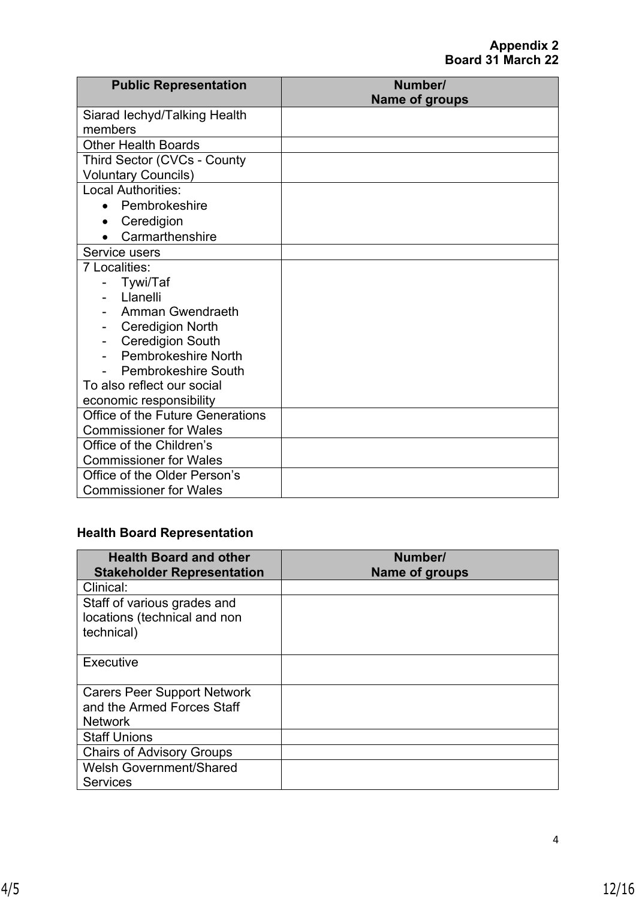**Appendix 2**
**Board 31 March 22**

| Public Representation | Number/<br>Name of groups |
|---|---|
| Siarad Iechyd/Talking Health members | |
| Other Health Boards | |
| Third Sector (CVCs - County Voluntary Councils) | |
| Local Authorities:<br>• Pembrokeshire<br>• Ceredigion<br>• Carmarthenshire | |
| Service users | |
| 7 Localities:<br>- Tywi/Taf<br>- Llanelli<br>- Amman Gwendraeth<br>- Ceredigion North<br>- Ceredigion South<br>- Pembrokeshire North<br>- Pembrokeshire South<br>To also reflect our social economic responsibility | |
| Office of the Future Generations Commissioner for Wales | |
| Office of the Children's Commissioner for Wales | |
| Office of the Older Person's Commissioner for Wales | |

**Health Board Representation**

| Health Board and other Stakeholder Representation | Number/<br>Name of groups |
|---|---|
| Clinical: | |
| Staff of various grades and locations (technical and non technical) | |
| Executive | |
| Carers Peer Support Network and the Armed Forces Staff Network | |
| Staff Unions | |
| Chairs of Advisory Groups | |
| Welsh Government/Shared Services | |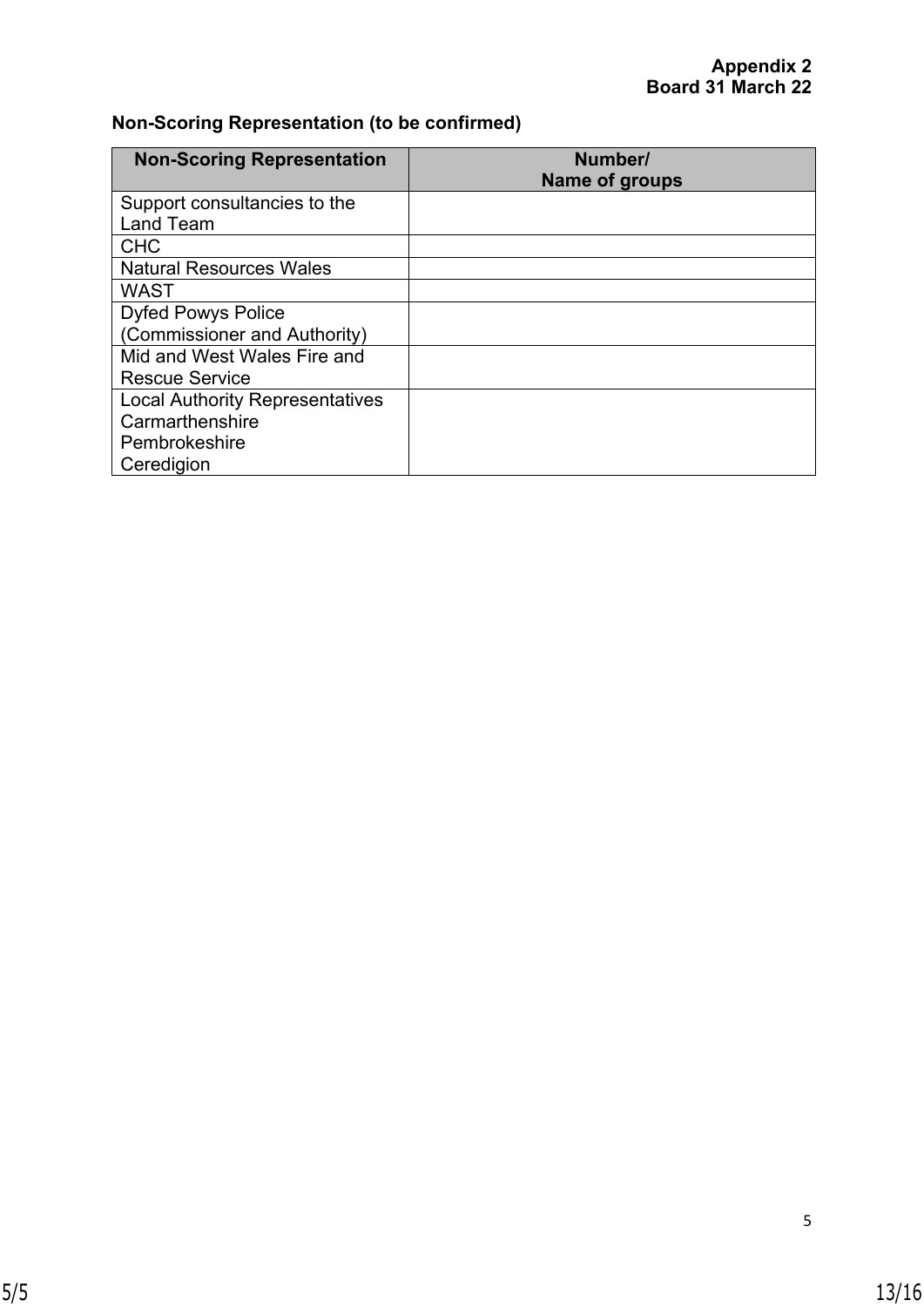**Appendix 2**
**Board 31 March 22**

**Non-Scoring Representation (to be confirmed)**

| Non-Scoring Representation | Number/ Name of groups |
|---|---|
| Support consultancies to the Land Team | |
| CHC | |
| Natural Resources Wales | |
| WAST | |
| Dyfed Powys Police (Commissioner and Authority) | |
| Mid and West Wales Fire and Rescue Service | |
| Local Authority Representatives Carmarthenshire Pembrokeshire Ceredigion | |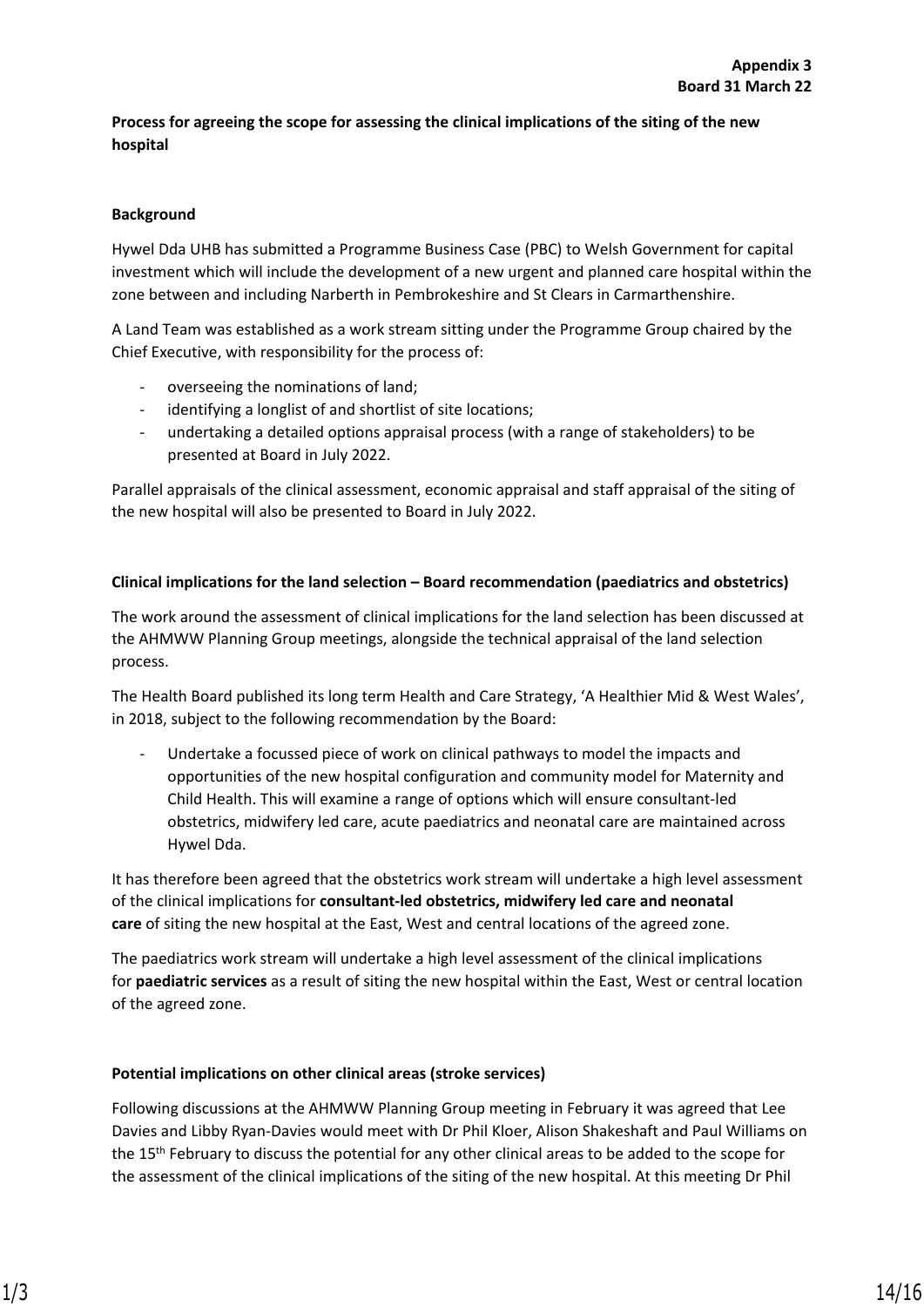**Appendix 3**
**Board 31 March 22**

**Process for agreeing the scope for assessing the clinical implications of the siting of the new hospital**

**Background**

Hywel Dda UHB has submitted a Programme Business Case (PBC) to Welsh Government for capital investment which will include the development of a new urgent and planned care hospital within the zone between and including Narberth in Pembrokeshire and St Clears in Carmarthenshire.

A Land Team was established as a work stream sitting under the Programme Group chaired by the Chief Executive, with responsibility for the process of:

- overseeing the nominations of land;
- identifying a longlist of and shortlist of site locations;
- undertaking a detailed options appraisal process (with a range of stakeholders) to be presented at Board in July 2022.

Parallel appraisals of the clinical assessment, economic appraisal and staff appraisal of the siting of the new hospital will also be presented to Board in July 2022.

**Clinical implications for the land selection – Board recommendation (paediatrics and obstetrics)**

The work around the assessment of clinical implications for the land selection has been discussed at the AHMWW Planning Group meetings, alongside the technical appraisal of the land selection process.

The Health Board published its long term Health and Care Strategy, 'A Healthier Mid & West Wales', in 2018, subject to the following recommendation by the Board:

- Undertake a focussed piece of work on clinical pathways to model the impacts and opportunities of the new hospital configuration and community model for Maternity and Child Health. This will examine a range of options which will ensure consultant-led obstetrics, midwifery led care, acute paediatrics and neonatal care are maintained across Hywel Dda.

It has therefore been agreed that the obstetrics work stream will undertake a high level assessment of the clinical implications for **consultant-led obstetrics, midwifery led care and neonatal care** of siting the new hospital at the East, West and central locations of the agreed zone.

The paediatrics work stream will undertake a high level assessment of the clinical implications for **paediatric services** as a result of siting the new hospital within the East, West or central location of the agreed zone.

**Potential implications on other clinical areas (stroke services)**

Following discussions at the AHMWW Planning Group meeting in February it was agreed that Lee Davies and Libby Ryan-Davies would meet with Dr Phil Kloer, Alison Shakeshaft and Paul Williams on the 15th February to discuss the potential for any other clinical areas to be added to the scope for the assessment of the clinical implications of the siting of the new hospital. At this meeting Dr Phil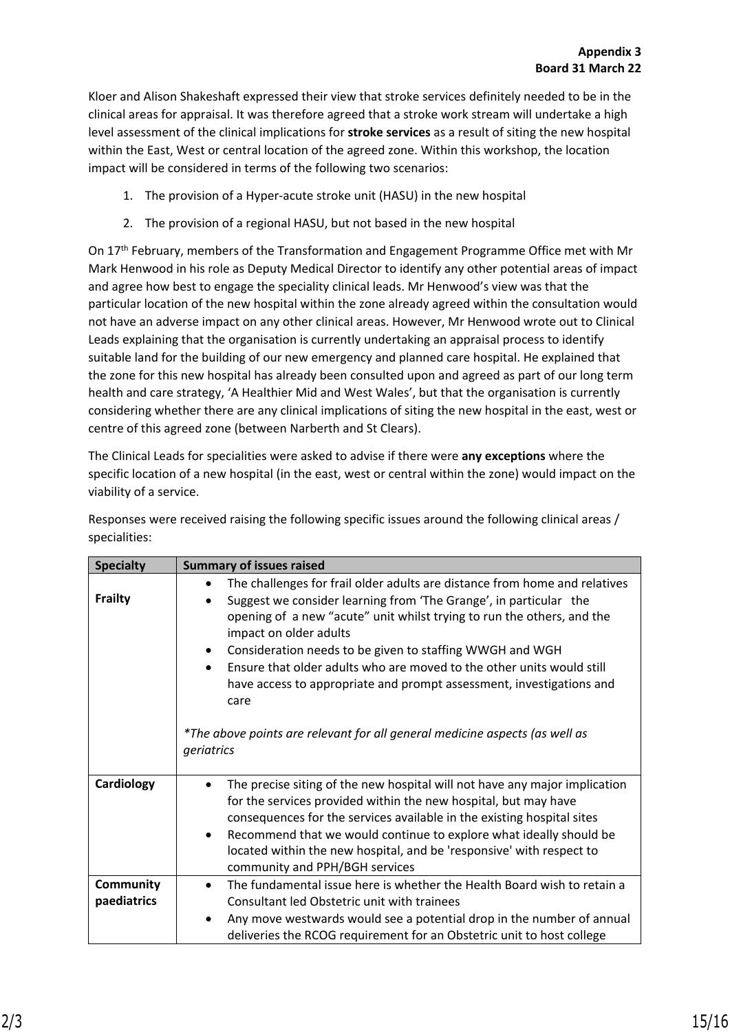Kloer and Alison Shakeshaft expressed their view that stroke services definitely needed to be in the clinical areas for appraisal. It was therefore agreed that a stroke work stream will undertake a high level assessment of the clinical implications for **stroke services** as a result of siting the new hospital within the East, West or central location of the agreed zone. Within this workshop, the location impact will be considered in terms of the following two scenarios:

1. The provision of a Hyper-acute stroke unit (HASU) in the new hospital
2. The provision of a regional HASU, but not based in the new hospital

On 17th February, members of the Transformation and Engagement Programme Office met with Mr Mark Henwood in his role as Deputy Medical Director to identify any other potential areas of impact and agree how best to engage the speciality clinical leads. Mr Henwood's view was that the particular location of the new hospital within the zone already agreed within the consultation would not have an adverse impact on any other clinical areas. However, Mr Henwood wrote out to Clinical Leads explaining that the organisation is currently undertaking an appraisal process to identify suitable land for the building of our new emergency and planned care hospital. He explained that the zone for this new hospital has already been consulted upon and agreed as part of our long term health and care strategy, 'A Healthier Mid and West Wales', but that the organisation is currently considering whether there are any clinical implications of siting the new hospital in the east, west or centre of this agreed zone (between Narberth and St Clears).

The Clinical Leads for specialities were asked to advise if there were **any exceptions** where the specific location of a new hospital (in the east, west or central within the zone) would impact on the viability of a service.

Responses were received raising the following specific issues around the following clinical areas / specialities:

| Specialty | Summary of issues raised |
|---|---|
| **Frailty** | • The challenges for frail older adults are distance from home and relatives<br>• Suggest we consider learning from 'The Grange', in particular the opening of a new "acute" unit whilst trying to run the others, and the impact on older adults<br>• Consideration needs to be given to staffing WWGH and WGH<br>• Ensure that older adults who are moved to the other units would still have access to appropriate and prompt assessment, investigations and care<br><br>*\*The above points are relevant for all general medicine aspects (as well as geriatrics* |
| **Cardiology** | • The precise siting of the new hospital will not have any major implication for the services provided within the new hospital, but may have consequences for the services available in the existing hospital sites<br>• Recommend that we would continue to explore what ideally should be located within the new hospital, and be 'responsive' with respect to community and PPH/BGH services |
| **Community paediatrics** | • The fundamental issue here is whether the Health Board wish to retain a Consultant led Obstetric unit with trainees<br>• Any move westwards would see a potential drop in the number of annual deliveries the RCOG requirement for an Obstetric unit to host college |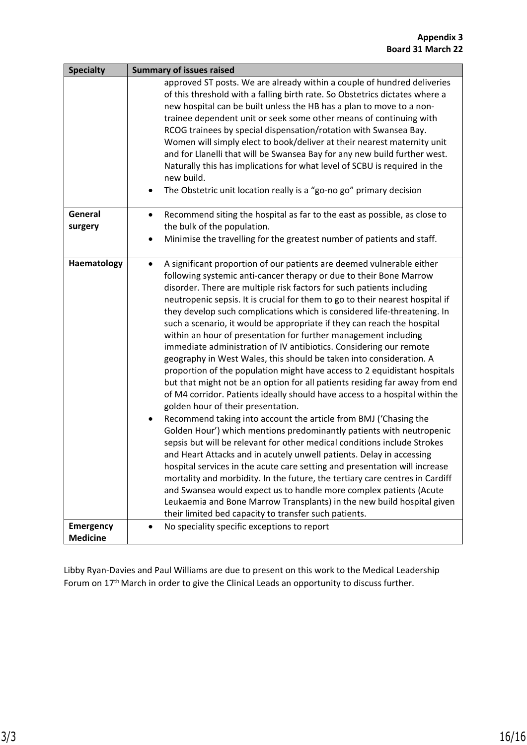**Appendix 3**
**Board 31 March 22**

| Specialty | Summary of issues raised |
|---|---|
| | approved ST posts. We are already within a couple of hundred deliveries of this threshold with a falling birth rate. So Obstetrics dictates where a new hospital can be built unless the HB has a plan to move to a non-trainee dependent unit or seek some other means of continuing with RCOG trainees by special dispensation/rotation with Swansea Bay. Women will simply elect to book/deliver at their nearest maternity unit and for Llanelli that will be Swansea Bay for any new build further west. Naturally this has implications for what level of SCBU is required in the new build. <br>• The Obstetric unit location really is a "go-no go" primary decision |
| **General surgery** | • Recommend siting the hospital as far to the east as possible, as close to the bulk of the population. <br>• Minimise the travelling for the greatest number of patients and staff. |
| **Haematology** | • A significant proportion of our patients are deemed vulnerable either following systemic anti-cancer therapy or due to their Bone Marrow disorder. There are multiple risk factors for such patients including neutropenic sepsis. It is crucial for them to go to their nearest hospital if they develop such complications which is considered life-threatening. In such a scenario, it would be appropriate if they can reach the hospital within an hour of presentation for further management including immediate administration of IV antibiotics. Considering our remote geography in West Wales, this should be taken into consideration. A proportion of the population might have access to 2 equidistant hospitals but that might not be an option for all patients residing far away from end of M4 corridor. Patients ideally should have access to a hospital within the golden hour of their presentation. <br>• Recommend taking into account the article from BMJ ('Chasing the Golden Hour') which mentions predominantly patients with neutropenic sepsis but will be relevant for other medical conditions include Strokes and Heart Attacks and in acutely unwell patients. Delay in accessing hospital services in the acute care setting and presentation will increase mortality and morbidity. In the future, the tertiary care centres in Cardiff and Swansea would expect us to handle more complex patients (Acute Leukaemia and Bone Marrow Transplants) in the new build hospital given their limited bed capacity to transfer such patients. |
| **Emergency Medicine** | • No speciality specific exceptions to report |

Libby Ryan-Davies and Paul Williams are due to present on this work to the Medical Leadership Forum on 17th March in order to give the Clinical Leads an opportunity to discuss further.